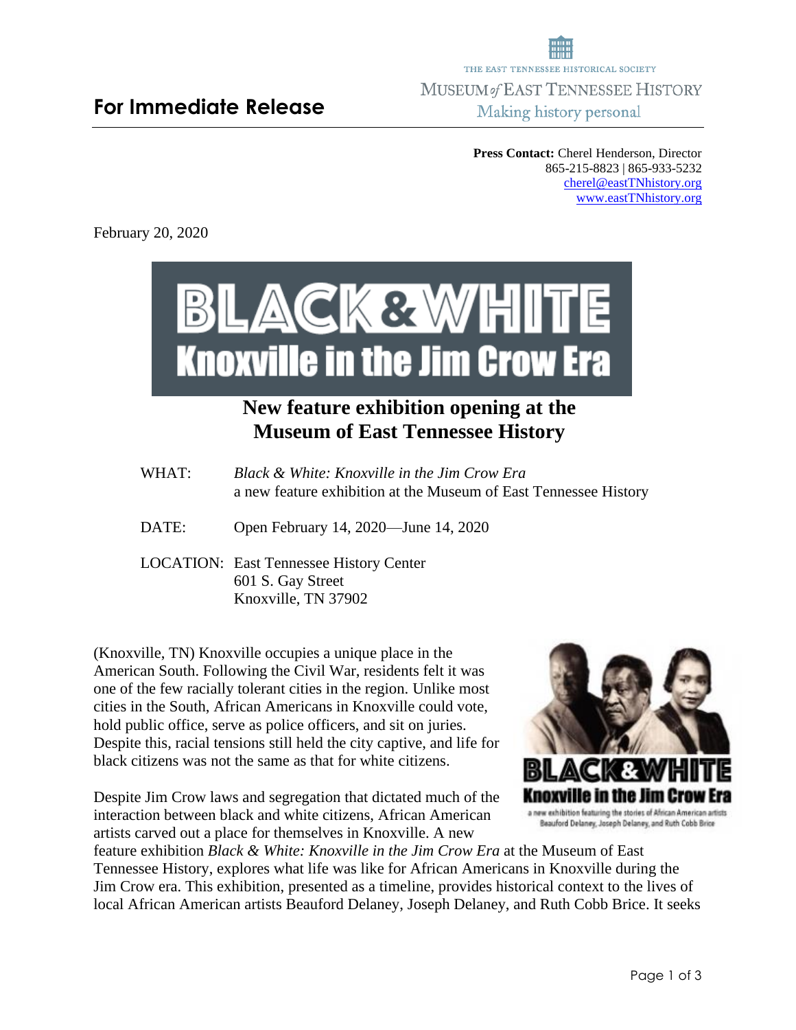THE EAST TENNESSEE HISTORICAL SOCIETY
MUSEUM of EAST TENNESSEE HISTORY
Making history personal

## For Immediate Release

**Press Contact:** Cherel Henderson, Director
865-215-8823 | 865-933-5232
cherel@eastTNhistory.org
www.eastTNhistory.org

February 20, 2020

# BLACK & WHITE
# Knoxville in the Jim Crow Era

## New feature exhibition opening at the Museum of East Tennessee History

WHAT: *Black & White: Knoxville in the Jim Crow Era*
a new feature exhibition at the Museum of East Tennessee History

DATE: Open February 14, 2020—June 14, 2020

LOCATION: East Tennessee History Center
601 S. Gay Street
Knoxville, TN 37902

(Knoxville, TN) Knoxville occupies a unique place in the American South. Following the Civil War, residents felt it was one of the few racially tolerant cities in the region. Unlike most cities in the South, African Americans in Knoxville could vote, hold public office, serve as police officers, and sit on juries. Despite this, racial tensions still held the city captive, and life for black citizens was not the same as that for white citizens.

BLACK & WHITE
Knoxville in the Jim Crow Era
a new exhibition featuring the stories of African American artists Beauford Delaney, Joseph Delaney, and Ruth Cobb Brice

Despite Jim Crow laws and segregation that dictated much of the interaction between black and white citizens, African American artists carved out a place for themselves in Knoxville. A new feature exhibition *Black & White: Knoxville in the Jim Crow Era* at the Museum of East Tennessee History, explores what life was like for African Americans in Knoxville during the Jim Crow era. This exhibition, presented as a timeline, provides historical context to the lives of local African American artists Beauford Delaney, Joseph Delaney, and Ruth Cobb Brice. It seeks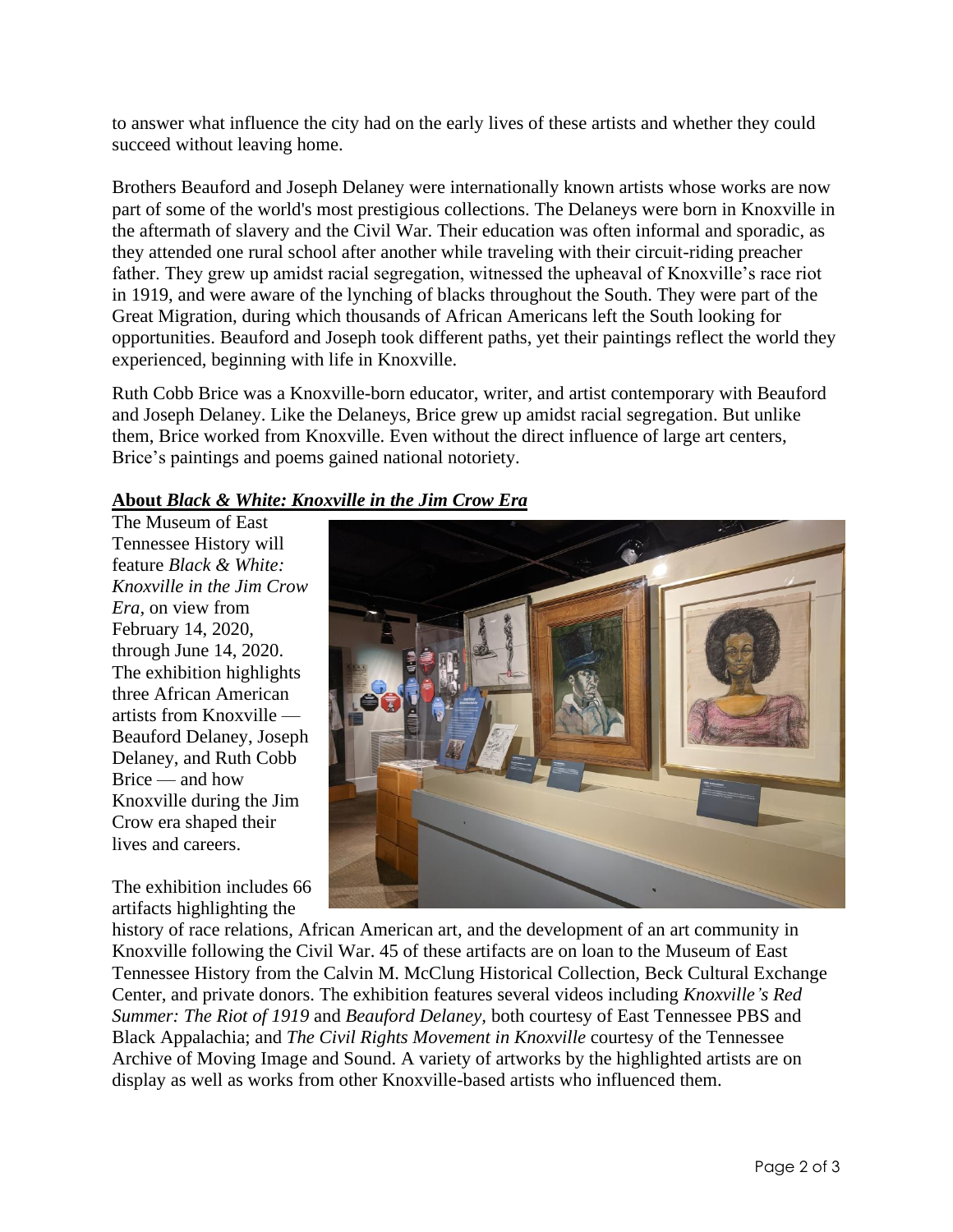to answer what influence the city had on the early lives of these artists and whether they could succeed without leaving home.

Brothers Beauford and Joseph Delaney were internationally known artists whose works are now part of some of the world's most prestigious collections. The Delaneys were born in Knoxville in the aftermath of slavery and the Civil War. Their education was often informal and sporadic, as they attended one rural school after another while traveling with their circuit-riding preacher father. They grew up amidst racial segregation, witnessed the upheaval of Knoxville's race riot in 1919, and were aware of the lynching of blacks throughout the South. They were part of the Great Migration, during which thousands of African Americans left the South looking for opportunities. Beauford and Joseph took different paths, yet their paintings reflect the world they experienced, beginning with life in Knoxville.

Ruth Cobb Brice was a Knoxville-born educator, writer, and artist contemporary with Beauford and Joseph Delaney. Like the Delaneys, Brice grew up amidst racial segregation. But unlike them, Brice worked from Knoxville. Even without the direct influence of large art centers, Brice's paintings and poems gained national notoriety.

**About *Black & White: Knoxville in the Jim Crow Era***

The Museum of East Tennessee History will feature *Black & White: Knoxville in the Jim Crow Era*, on view from February 14, 2020, through June 14, 2020. The exhibition highlights three African American artists from Knoxville — Beauford Delaney, Joseph Delaney, and Ruth Cobb Brice — and how Knoxville during the Jim Crow era shaped their lives and careers.

The exhibition includes 66 artifacts highlighting the history of race relations, African American art, and the development of an art community in Knoxville following the Civil War. 45 of these artifacts are on loan to the Museum of East Tennessee History from the Calvin M. McClung Historical Collection, Beck Cultural Exchange Center, and private donors. The exhibition features several videos including *Knoxville's Red Summer: The Riot of 1919* and *Beauford Delaney*, both courtesy of East Tennessee PBS and Black Appalachia; and *The Civil Rights Movement in Knoxville* courtesy of the Tennessee Archive of Moving Image and Sound. A variety of artworks by the highlighted artists are on display as well as works from other Knoxville-based artists who influenced them.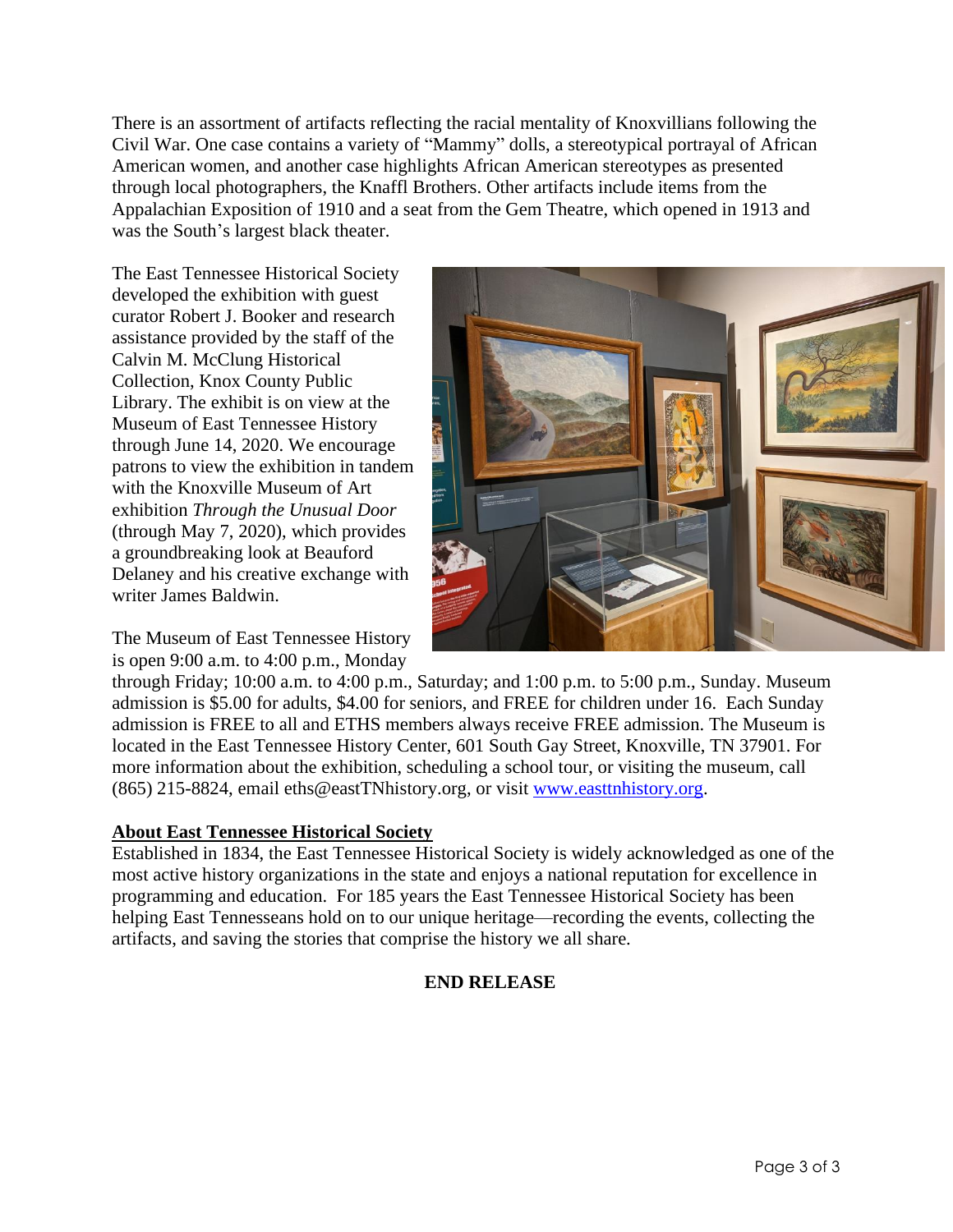There is an assortment of artifacts reflecting the racial mentality of Knoxvillians following the Civil War. One case contains a variety of "Mammy" dolls, a stereotypical portrayal of African American women, and another case highlights African American stereotypes as presented through local photographers, the Knaffl Brothers. Other artifacts include items from the Appalachian Exposition of 1910 and a seat from the Gem Theatre, which opened in 1913 and was the South's largest black theater.

The East Tennessee Historical Society developed the exhibition with guest curator Robert J. Booker and research assistance provided by the staff of the Calvin M. McClung Historical Collection, Knox County Public Library. The exhibit is on view at the Museum of East Tennessee History through June 14, 2020. We encourage patrons to view the exhibition in tandem with the Knoxville Museum of Art exhibition *Through the Unusual Door* (through May 7, 2020), which provides a groundbreaking look at Beauford Delaney and his creative exchange with writer James Baldwin.

The Museum of East Tennessee History is open 9:00 a.m. to 4:00 p.m., Monday through Friday; 10:00 a.m. to 4:00 p.m., Saturday; and 1:00 p.m. to 5:00 p.m., Sunday. Museum admission is $5.00 for adults, $4.00 for seniors, and FREE for children under 16. Each Sunday admission is FREE to all and ETHS members always receive FREE admission. The Museum is located in the East Tennessee History Center, 601 South Gay Street, Knoxville, TN 37901. For more information about the exhibition, scheduling a school tour, or visiting the museum, call (865) 215-8824, email eths@eastTNhistory.org, or visit [www.easttnhistory.org](http://www.easttnhistory.org).

**About East Tennessee Historical Society**

Established in 1834, the East Tennessee Historical Society is widely acknowledged as one of the most active history organizations in the state and enjoys a national reputation for excellence in programming and education. For 185 years the East Tennessee Historical Society has been helping East Tennesseans hold on to our unique heritage—recording the events, collecting the artifacts, and saving the stories that comprise the history we all share.

**END RELEASE**